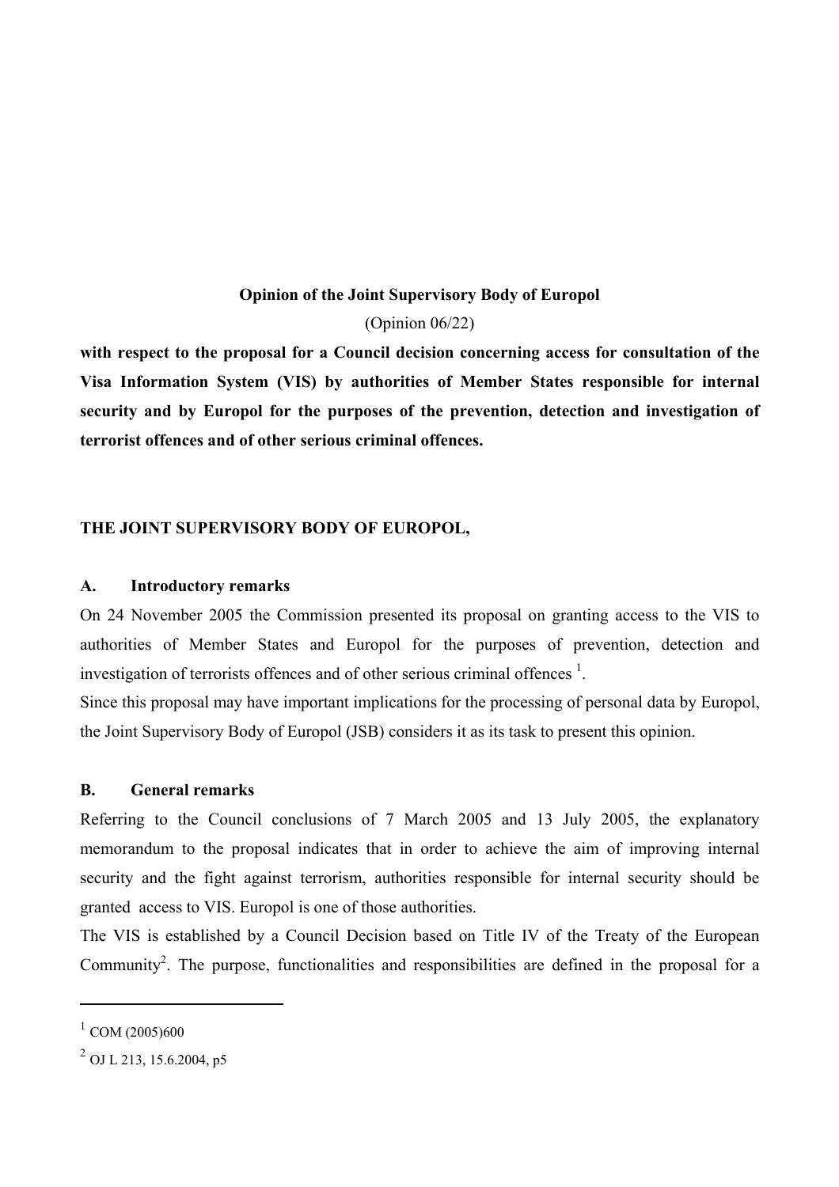**Opinion of the Joint Supervisory Body of Europol**

(Opinion 06/22)

**with respect to the proposal for a Council decision concerning access for consultation of the Visa Information System (VIS) by authorities of Member States responsible for internal security and by Europol for the purposes of the prevention, detection and investigation of terrorist offences and of other serious criminal offences.**

**THE JOINT SUPERVISORY BODY OF EUROPOL,**

## A. Introductory remarks

On 24 November 2005 the Commission presented its proposal on granting access to the VIS to authorities of Member States and Europol for the purposes of prevention, detection and investigation of terrorists offences and of other serious criminal offences [1].

Since this proposal may have important implications for the processing of personal data by Europol, the Joint Supervisory Body of Europol (JSB) considers it as its task to present this opinion.

## B. General remarks

Referring to the Council conclusions of 7 March 2005 and 13 July 2005, the explanatory memorandum to the proposal indicates that in order to achieve the aim of improving internal security and the fight against terrorism, authorities responsible for internal security should be granted access to VIS. Europol is one of those authorities.

The VIS is established by a Council Decision based on Title IV of the Treaty of the European Community[2]. The purpose, functionalities and responsibilities are defined in the proposal for a

---

[1] COM (2005)600

[2] OJ L 213, 15.6.2004, p5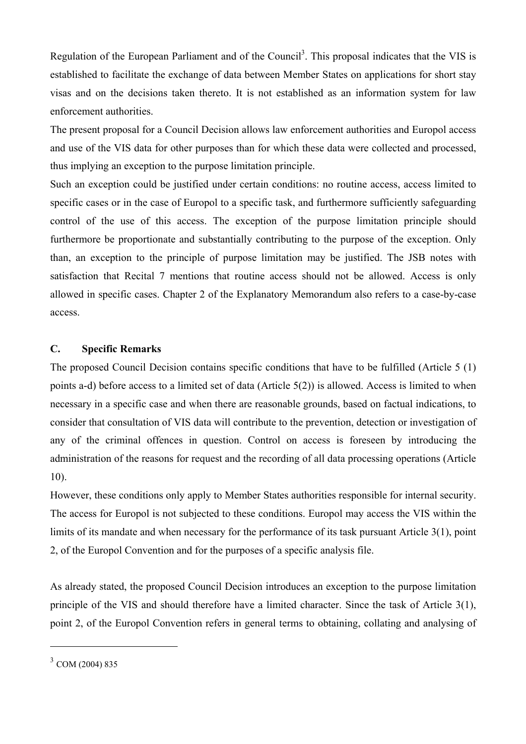Regulation of the European Parliament and of the Council[3]. This proposal indicates that the VIS is established to facilitate the exchange of data between Member States on applications for short stay visas and on the decisions taken thereto. It is not established as an information system for law enforcement authorities.

The present proposal for a Council Decision allows law enforcement authorities and Europol access and use of the VIS data for other purposes than for which these data were collected and processed, thus implying an exception to the purpose limitation principle.

Such an exception could be justified under certain conditions: no routine access, access limited to specific cases or in the case of Europol to a specific task, and furthermore sufficiently safeguarding control of the use of this access. The exception of the purpose limitation principle should furthermore be proportionate and substantially contributing to the purpose of the exception. Only than, an exception to the principle of purpose limitation may be justified. The JSB notes with satisfaction that Recital 7 mentions that routine access should not be allowed. Access is only allowed in specific cases. Chapter 2 of the Explanatory Memorandum also refers to a case-by-case access.

## C. Specific Remarks

The proposed Council Decision contains specific conditions that have to be fulfilled (Article 5 (1) points a-d) before access to a limited set of data (Article 5(2)) is allowed. Access is limited to when necessary in a specific case and when there are reasonable grounds, based on factual indications, to consider that consultation of VIS data will contribute to the prevention, detection or investigation of any of the criminal offences in question. Control on access is foreseen by introducing the administration of the reasons for request and the recording of all data processing operations (Article 10).

However, these conditions only apply to Member States authorities responsible for internal security. The access for Europol is not subjected to these conditions. Europol may access the VIS within the limits of its mandate and when necessary for the performance of its task pursuant Article 3(1), point 2, of the Europol Convention and for the purposes of a specific analysis file.

As already stated, the proposed Council Decision introduces an exception to the purpose limitation principle of the VIS and should therefore have a limited character. Since the task of Article 3(1), point 2, of the Europol Convention refers in general terms to obtaining, collating and analysing of

---

[3] COM (2004) 835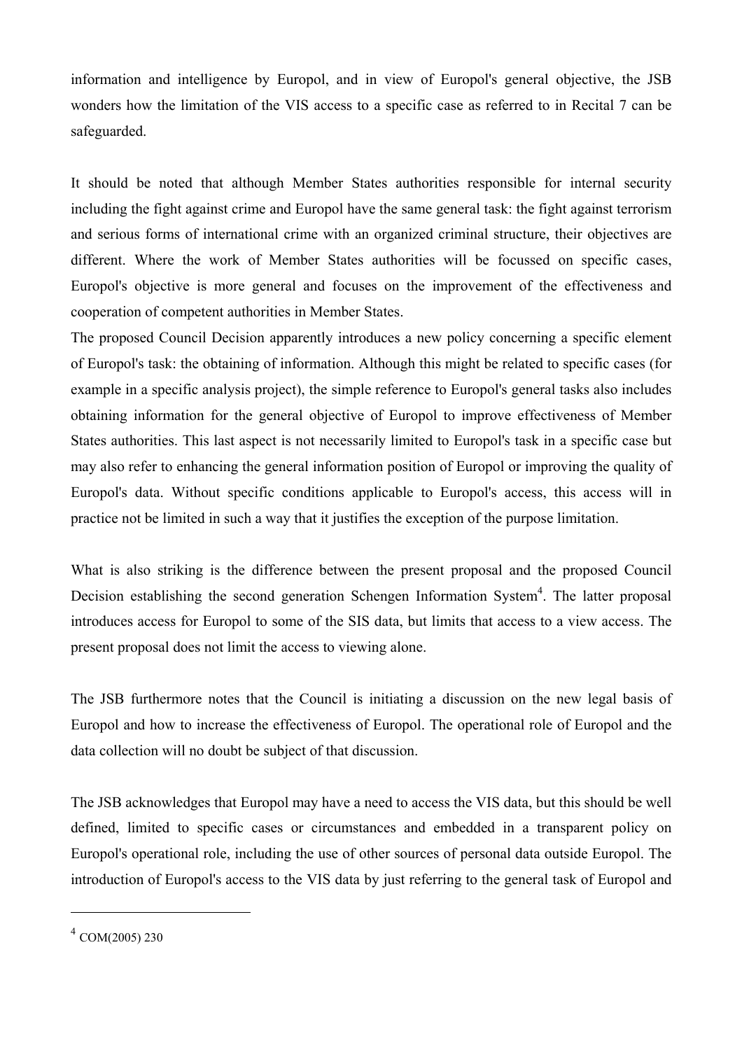information and intelligence by Europol, and in view of Europol's general objective, the JSB wonders how the limitation of the VIS access to a specific case as referred to in Recital 7 can be safeguarded.

It should be noted that although Member States authorities responsible for internal security including the fight against crime and Europol have the same general task: the fight against terrorism and serious forms of international crime with an organized criminal structure, their objectives are different. Where the work of Member States authorities will be focussed on specific cases, Europol's objective is more general and focuses on the improvement of the effectiveness and cooperation of competent authorities in Member States.

The proposed Council Decision apparently introduces a new policy concerning a specific element of Europol's task: the obtaining of information. Although this might be related to specific cases (for example in a specific analysis project), the simple reference to Europol's general tasks also includes obtaining information for the general objective of Europol to improve effectiveness of Member States authorities. This last aspect is not necessarily limited to Europol's task in a specific case but may also refer to enhancing the general information position of Europol or improving the quality of Europol's data. Without specific conditions applicable to Europol's access, this access will in practice not be limited in such a way that it justifies the exception of the purpose limitation.

What is also striking is the difference between the present proposal and the proposed Council Decision establishing the second generation Schengen Information System[4]. The latter proposal introduces access for Europol to some of the SIS data, but limits that access to a view access. The present proposal does not limit the access to viewing alone.

The JSB furthermore notes that the Council is initiating a discussion on the new legal basis of Europol and how to increase the effectiveness of Europol. The operational role of Europol and the data collection will no doubt be subject of that discussion.

The JSB acknowledges that Europol may have a need to access the VIS data, but this should be well defined, limited to specific cases or circumstances and embedded in a transparent policy on Europol's operational role, including the use of other sources of personal data outside Europol. The introduction of Europol's access to the VIS data by just referring to the general task of Europol and

---

[4] COM(2005) 230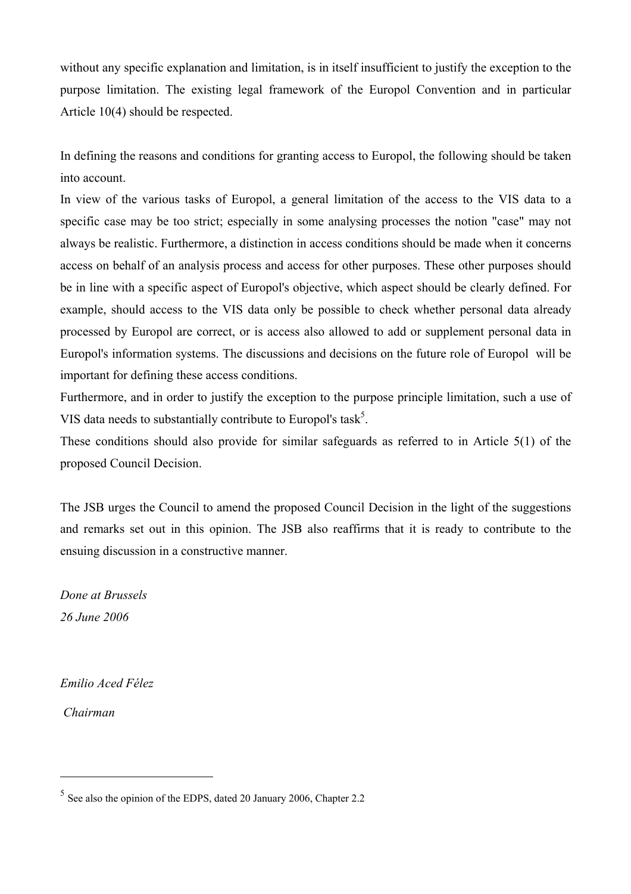without any specific explanation and limitation, is in itself insufficient to justify the exception to the purpose limitation. The existing legal framework of the Europol Convention and in particular Article 10(4) should be respected.

In defining the reasons and conditions for granting access to Europol, the following should be taken into account.

In view of the various tasks of Europol, a general limitation of the access to the VIS data to a specific case may be too strict; especially in some analysing processes the notion "case" may not always be realistic. Furthermore, a distinction in access conditions should be made when it concerns access on behalf of an analysis process and access for other purposes. These other purposes should be in line with a specific aspect of Europol's objective, which aspect should be clearly defined. For example, should access to the VIS data only be possible to check whether personal data already processed by Europol are correct, or is access also allowed to add or supplement personal data in Europol's information systems. The discussions and decisions on the future role of Europol will be important for defining these access conditions.

Furthermore, and in order to justify the exception to the purpose principle limitation, such a use of VIS data needs to substantially contribute to Europol's task[5].

These conditions should also provide for similar safeguards as referred to in Article 5(1) of the proposed Council Decision.

The JSB urges the Council to amend the proposed Council Decision in the light of the suggestions and remarks set out in this opinion. The JSB also reaffirms that it is ready to contribute to the ensuing discussion in a constructive manner.

*Done at Brussels*
*26 June 2006*

*Emilio Aced Félez*
*Chairman*

---

[5] See also the opinion of the EDPS, dated 20 January 2006, Chapter 2.2